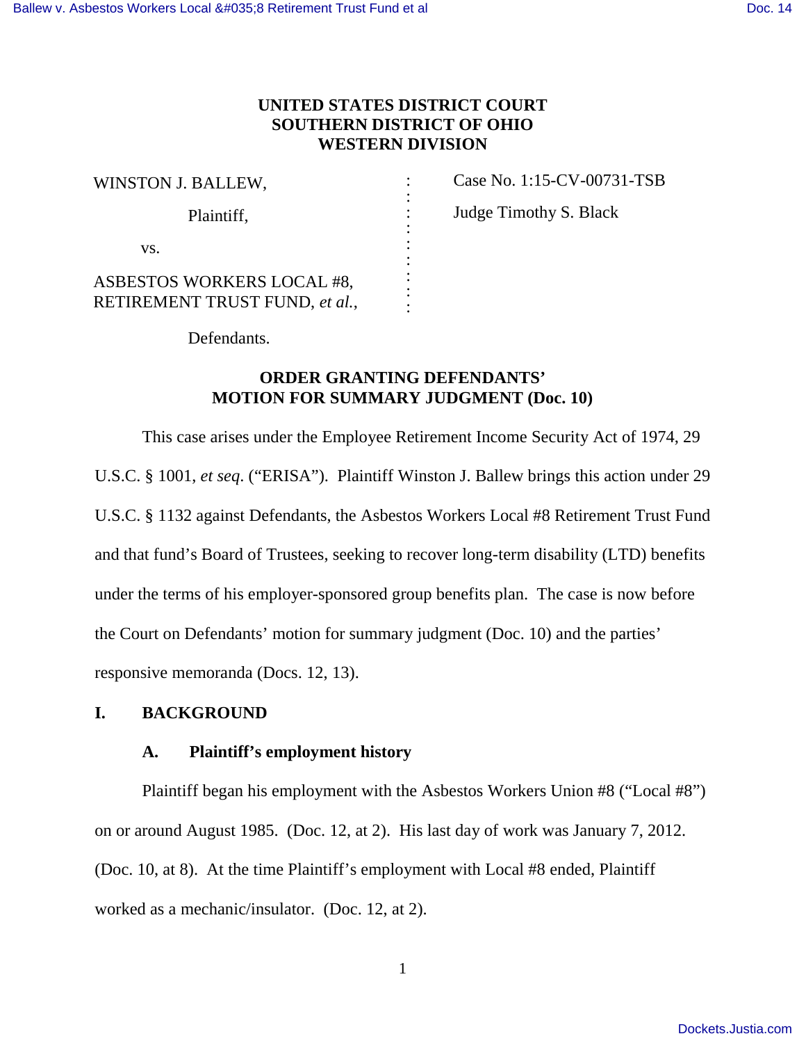**UNITED STATES DISTRICT COURT**
**SOUTHERN DISTRICT OF OHIO**
**WESTERN DIVISION**

| | | |
|---|---|---|
| WINSTON J. BALLEW, | : | Case No. 1:15-CV-00731-TSB |
| Plaintiff, | : | Judge Timothy S. Black |
| vs. | : | |
| ASBESTOS WORKERS LOCAL #8, RETIREMENT TRUST FUND, *et al.*, | : | |
| Defendants. | | |

**ORDER GRANTING DEFENDANTS' MOTION FOR SUMMARY JUDGMENT (Doc. 10)**

This case arises under the Employee Retirement Income Security Act of 1974, 29 U.S.C. § 1001, *et seq*. ("ERISA"). Plaintiff Winston J. Ballew brings this action under 29 U.S.C. § 1132 against Defendants, the Asbestos Workers Local #8 Retirement Trust Fund and that fund's Board of Trustees, seeking to recover long-term disability (LTD) benefits under the terms of his employer-sponsored group benefits plan. The case is now before the Court on Defendants' motion for summary judgment (Doc. 10) and the parties' responsive memoranda (Docs. 12, 13).

## I. BACKGROUND

### A. Plaintiff's employment history

Plaintiff began his employment with the Asbestos Workers Union #8 ("Local #8") on or around August 1985. (Doc. 12, at 2). His last day of work was January 7, 2012. (Doc. 10, at 8). At the time Plaintiff's employment with Local #8 ended, Plaintiff worked as a mechanic/insulator. (Doc. 12, at 2).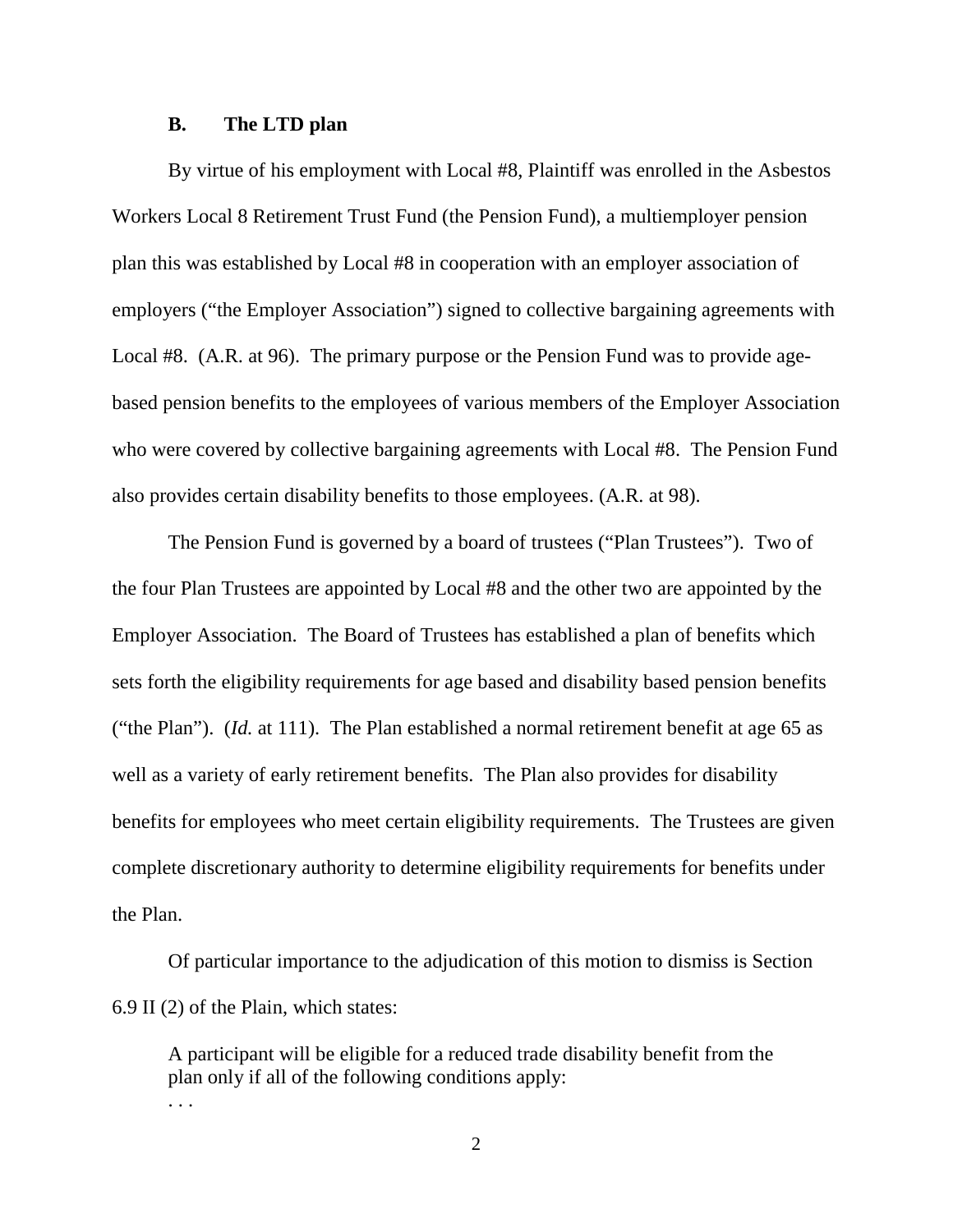### B. The LTD plan

By virtue of his employment with Local #8, Plaintiff was enrolled in the Asbestos Workers Local 8 Retirement Trust Fund (the Pension Fund), a multiemployer pension plan this was established by Local #8 in cooperation with an employer association of employers ("the Employer Association") signed to collective bargaining agreements with Local #8. (A.R. at 96). The primary purpose or the Pension Fund was to provide age-based pension benefits to the employees of various members of the Employer Association who were covered by collective bargaining agreements with Local #8. The Pension Fund also provides certain disability benefits to those employees. (A.R. at 98).

The Pension Fund is governed by a board of trustees ("Plan Trustees"). Two of the four Plan Trustees are appointed by Local #8 and the other two are appointed by the Employer Association. The Board of Trustees has established a plan of benefits which sets forth the eligibility requirements for age based and disability based pension benefits ("the Plan"). (*Id.* at 111). The Plan established a normal retirement benefit at age 65 as well as a variety of early retirement benefits. The Plan also provides for disability benefits for employees who meet certain eligibility requirements. The Trustees are given complete discretionary authority to determine eligibility requirements for benefits under the Plan.

Of particular importance to the adjudication of this motion to dismiss is Section 6.9 II (2) of the Plain, which states:

> A participant will be eligible for a reduced trade disability benefit from the plan only if all of the following conditions apply:
>
> . . .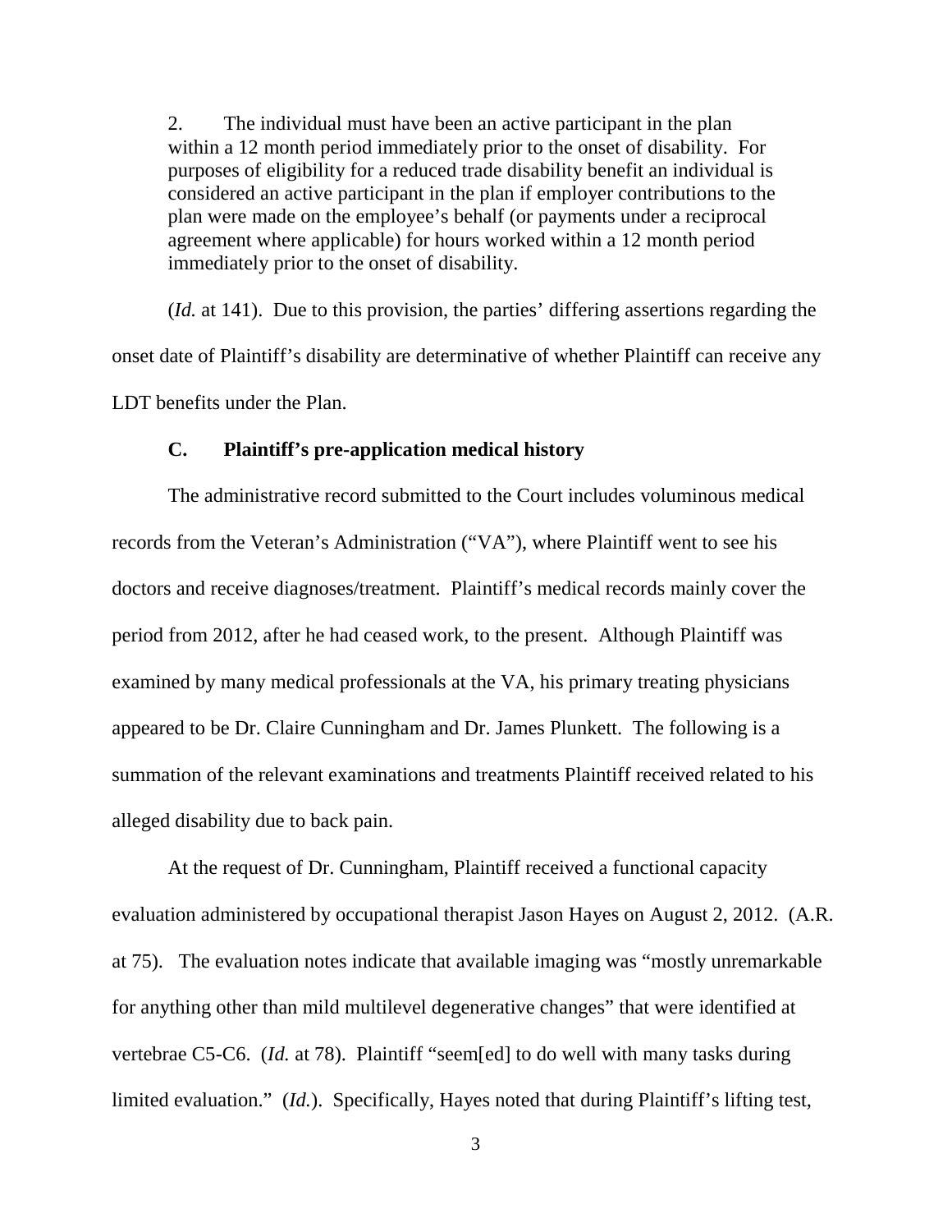2. The individual must have been an active participant in the plan within a 12 month period immediately prior to the onset of disability. For purposes of eligibility for a reduced trade disability benefit an individual is considered an active participant in the plan if employer contributions to the plan were made on the employee's behalf (or payments under a reciprocal agreement where applicable) for hours worked within a 12 month period immediately prior to the onset of disability.

(*Id.* at 141). Due to this provision, the parties' differing assertions regarding the onset date of Plaintiff's disability are determinative of whether Plaintiff can receive any LDT benefits under the Plan.

### C. Plaintiff's pre-application medical history

The administrative record submitted to the Court includes voluminous medical records from the Veteran's Administration ("VA"), where Plaintiff went to see his doctors and receive diagnoses/treatment. Plaintiff's medical records mainly cover the period from 2012, after he had ceased work, to the present. Although Plaintiff was examined by many medical professionals at the VA, his primary treating physicians appeared to be Dr. Claire Cunningham and Dr. James Plunkett. The following is a summation of the relevant examinations and treatments Plaintiff received related to his alleged disability due to back pain.

At the request of Dr. Cunningham, Plaintiff received a functional capacity evaluation administered by occupational therapist Jason Hayes on August 2, 2012. (A.R. at 75). The evaluation notes indicate that available imaging was "mostly unremarkable for anything other than mild multilevel degenerative changes" that were identified at vertebrae C5-C6. (*Id.* at 78). Plaintiff "seem[ed] to do well with many tasks during limited evaluation." (*Id.*). Specifically, Hayes noted that during Plaintiff's lifting test,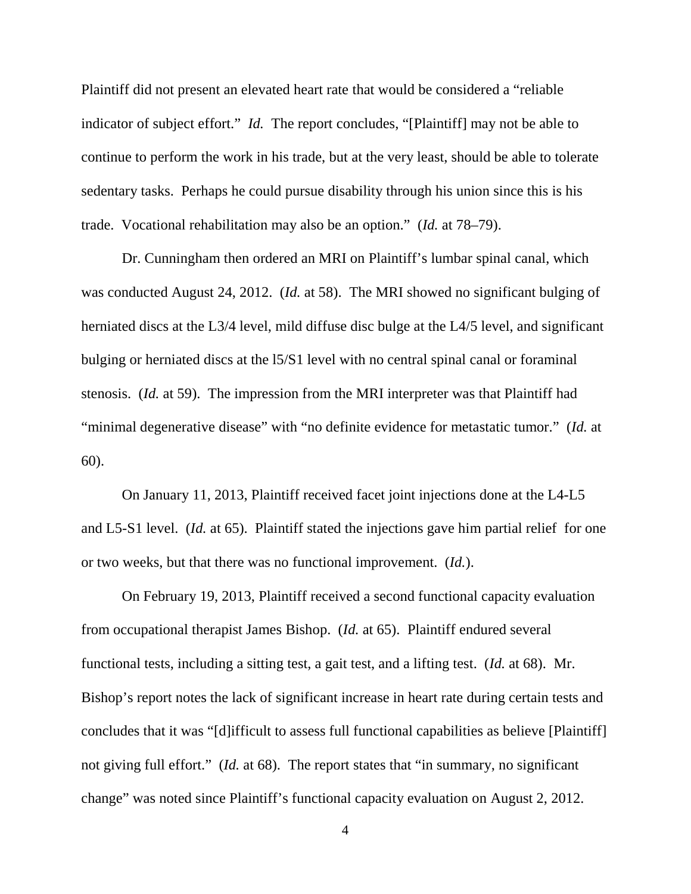Plaintiff did not present an elevated heart rate that would be considered a "reliable indicator of subject effort." *Id.* The report concludes, "[Plaintiff] may not be able to continue to perform the work in his trade, but at the very least, should be able to tolerate sedentary tasks. Perhaps he could pursue disability through his union since this is his trade. Vocational rehabilitation may also be an option." (*Id.* at 78–79).

Dr. Cunningham then ordered an MRI on Plaintiff's lumbar spinal canal, which was conducted August 24, 2012. (*Id.* at 58). The MRI showed no significant bulging of herniated discs at the L3/4 level, mild diffuse disc bulge at the L4/5 level, and significant bulging or herniated discs at the l5/S1 level with no central spinal canal or foraminal stenosis. (*Id.* at 59). The impression from the MRI interpreter was that Plaintiff had "minimal degenerative disease" with "no definite evidence for metastatic tumor." (*Id.* at 60).

On January 11, 2013, Plaintiff received facet joint injections done at the L4-L5 and L5-S1 level. (*Id.* at 65). Plaintiff stated the injections gave him partial relief for one or two weeks, but that there was no functional improvement. (*Id.*).

On February 19, 2013, Plaintiff received a second functional capacity evaluation from occupational therapist James Bishop. (*Id.* at 65). Plaintiff endured several functional tests, including a sitting test, a gait test, and a lifting test. (*Id.* at 68). Mr. Bishop's report notes the lack of significant increase in heart rate during certain tests and concludes that it was "[d]ifficult to assess full functional capabilities as believe [Plaintiff] not giving full effort." (*Id.* at 68). The report states that "in summary, no significant change" was noted since Plaintiff's functional capacity evaluation on August 2, 2012.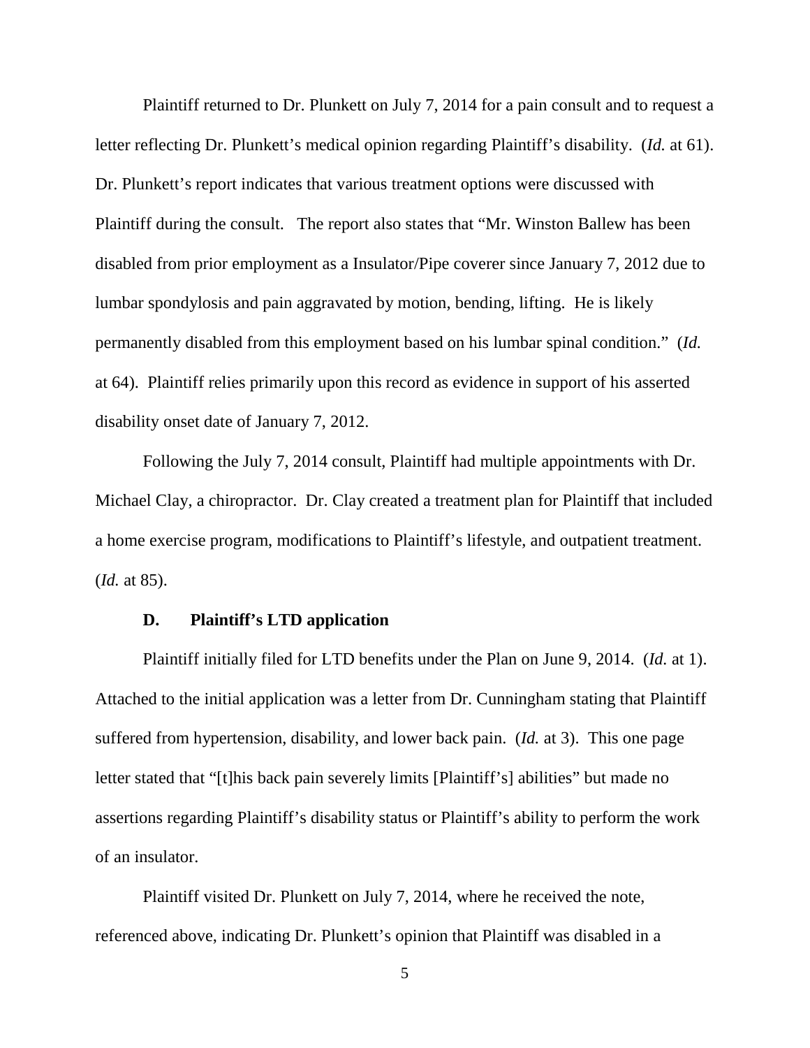Plaintiff returned to Dr. Plunkett on July 7, 2014 for a pain consult and to request a letter reflecting Dr. Plunkett's medical opinion regarding Plaintiff's disability. (*Id.* at 61). Dr. Plunkett's report indicates that various treatment options were discussed with Plaintiff during the consult. The report also states that "Mr. Winston Ballew has been disabled from prior employment as a Insulator/Pipe coverer since January 7, 2012 due to lumbar spondylosis and pain aggravated by motion, bending, lifting. He is likely permanently disabled from this employment based on his lumbar spinal condition." (*Id.* at 64). Plaintiff relies primarily upon this record as evidence in support of his asserted disability onset date of January 7, 2012.

Following the July 7, 2014 consult, Plaintiff had multiple appointments with Dr. Michael Clay, a chiropractor. Dr. Clay created a treatment plan for Plaintiff that included a home exercise program, modifications to Plaintiff's lifestyle, and outpatient treatment. (*Id.* at 85).

### D. Plaintiff's LTD application

Plaintiff initially filed for LTD benefits under the Plan on June 9, 2014. (*Id.* at 1). Attached to the initial application was a letter from Dr. Cunningham stating that Plaintiff suffered from hypertension, disability, and lower back pain. (*Id.* at 3). This one page letter stated that "[t]his back pain severely limits [Plaintiff's] abilities" but made no assertions regarding Plaintiff's disability status or Plaintiff's ability to perform the work of an insulator.

Plaintiff visited Dr. Plunkett on July 7, 2014, where he received the note, referenced above, indicating Dr. Plunkett's opinion that Plaintiff was disabled in a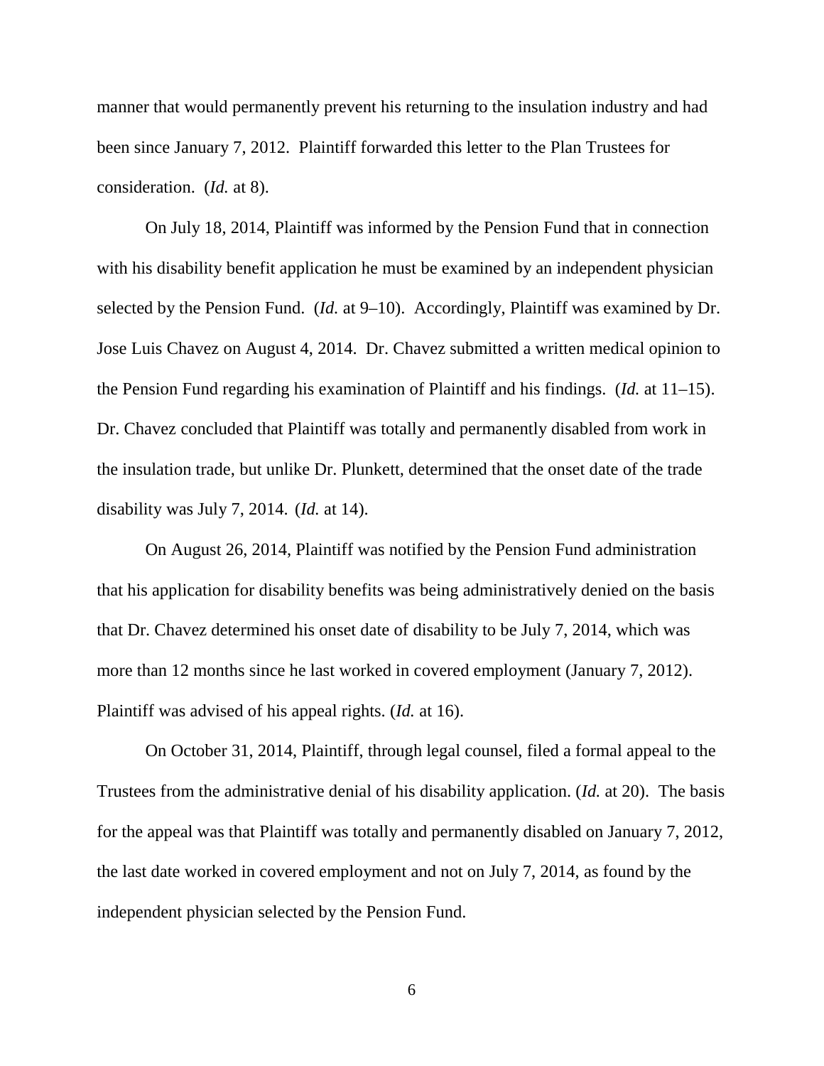manner that would permanently prevent his returning to the insulation industry and had been since January 7, 2012. Plaintiff forwarded this letter to the Plan Trustees for consideration. (*Id.* at 8).

On July 18, 2014, Plaintiff was informed by the Pension Fund that in connection with his disability benefit application he must be examined by an independent physician selected by the Pension Fund. (*Id.* at 9–10). Accordingly, Plaintiff was examined by Dr. Jose Luis Chavez on August 4, 2014. Dr. Chavez submitted a written medical opinion to the Pension Fund regarding his examination of Plaintiff and his findings. (*Id.* at 11–15). Dr. Chavez concluded that Plaintiff was totally and permanently disabled from work in the insulation trade, but unlike Dr. Plunkett, determined that the onset date of the trade disability was July 7, 2014. (*Id.* at 14).

On August 26, 2014, Plaintiff was notified by the Pension Fund administration that his application for disability benefits was being administratively denied on the basis that Dr. Chavez determined his onset date of disability to be July 7, 2014, which was more than 12 months since he last worked in covered employment (January 7, 2012). Plaintiff was advised of his appeal rights. (*Id.* at 16).

On October 31, 2014, Plaintiff, through legal counsel, filed a formal appeal to the Trustees from the administrative denial of his disability application. (*Id.* at 20). The basis for the appeal was that Plaintiff was totally and permanently disabled on January 7, 2012, the last date worked in covered employment and not on July 7, 2014, as found by the independent physician selected by the Pension Fund.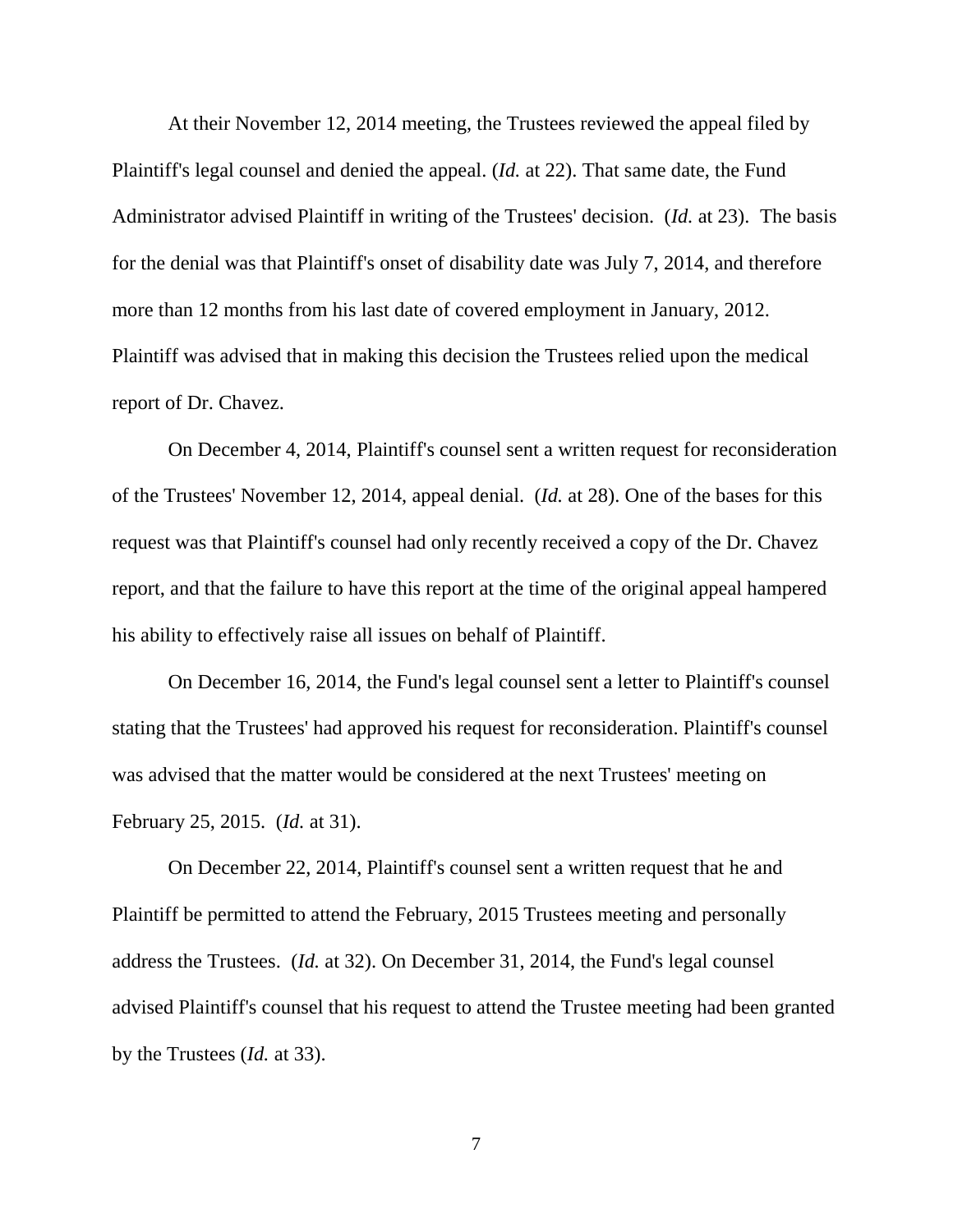At their November 12, 2014 meeting, the Trustees reviewed the appeal filed by Plaintiff's legal counsel and denied the appeal. (*Id.* at 22). That same date, the Fund Administrator advised Plaintiff in writing of the Trustees' decision. (*Id.* at 23). The basis for the denial was that Plaintiff's onset of disability date was July 7, 2014, and therefore more than 12 months from his last date of covered employment in January, 2012. Plaintiff was advised that in making this decision the Trustees relied upon the medical report of Dr. Chavez.

On December 4, 2014, Plaintiff's counsel sent a written request for reconsideration of the Trustees' November 12, 2014, appeal denial. (*Id.* at 28). One of the bases for this request was that Plaintiff's counsel had only recently received a copy of the Dr. Chavez report, and that the failure to have this report at the time of the original appeal hampered his ability to effectively raise all issues on behalf of Plaintiff.

On December 16, 2014, the Fund's legal counsel sent a letter to Plaintiff's counsel stating that the Trustees' had approved his request for reconsideration. Plaintiff's counsel was advised that the matter would be considered at the next Trustees' meeting on February 25, 2015. (*Id.* at 31).

On December 22, 2014, Plaintiff's counsel sent a written request that he and Plaintiff be permitted to attend the February, 2015 Trustees meeting and personally address the Trustees. (*Id.* at 32). On December 31, 2014, the Fund's legal counsel advised Plaintiff's counsel that his request to attend the Trustee meeting had been granted by the Trustees (*Id.* at 33).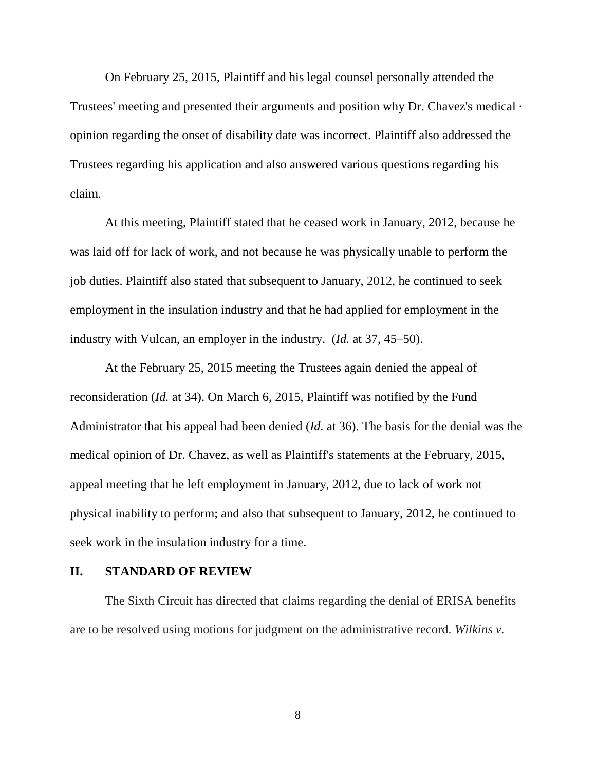On February 25, 2015, Plaintiff and his legal counsel personally attended the Trustees' meeting and presented their arguments and position why Dr. Chavez's medical · opinion regarding the onset of disability date was incorrect. Plaintiff also addressed the Trustees regarding his application and also answered various questions regarding his claim.

At this meeting, Plaintiff stated that he ceased work in January, 2012, because he was laid off for lack of work, and not because he was physically unable to perform the job duties. Plaintiff also stated that subsequent to January, 2012, he continued to seek employment in the insulation industry and that he had applied for employment in the industry with Vulcan, an employer in the industry. (*Id.* at 37, 45–50).

At the February 25, 2015 meeting the Trustees again denied the appeal of reconsideration (*Id.* at 34). On March 6, 2015, Plaintiff was notified by the Fund Administrator that his appeal had been denied (*Id.* at 36). The basis for the denial was the medical opinion of Dr. Chavez, as well as Plaintiff's statements at the February, 2015, appeal meeting that he left employment in January, 2012, due to lack of work not physical inability to perform; and also that subsequent to January, 2012, he continued to seek work in the insulation industry for a time.

## II. STANDARD OF REVIEW

The Sixth Circuit has directed that claims regarding the denial of ERISA benefits are to be resolved using motions for judgment on the administrative record. *Wilkins v.*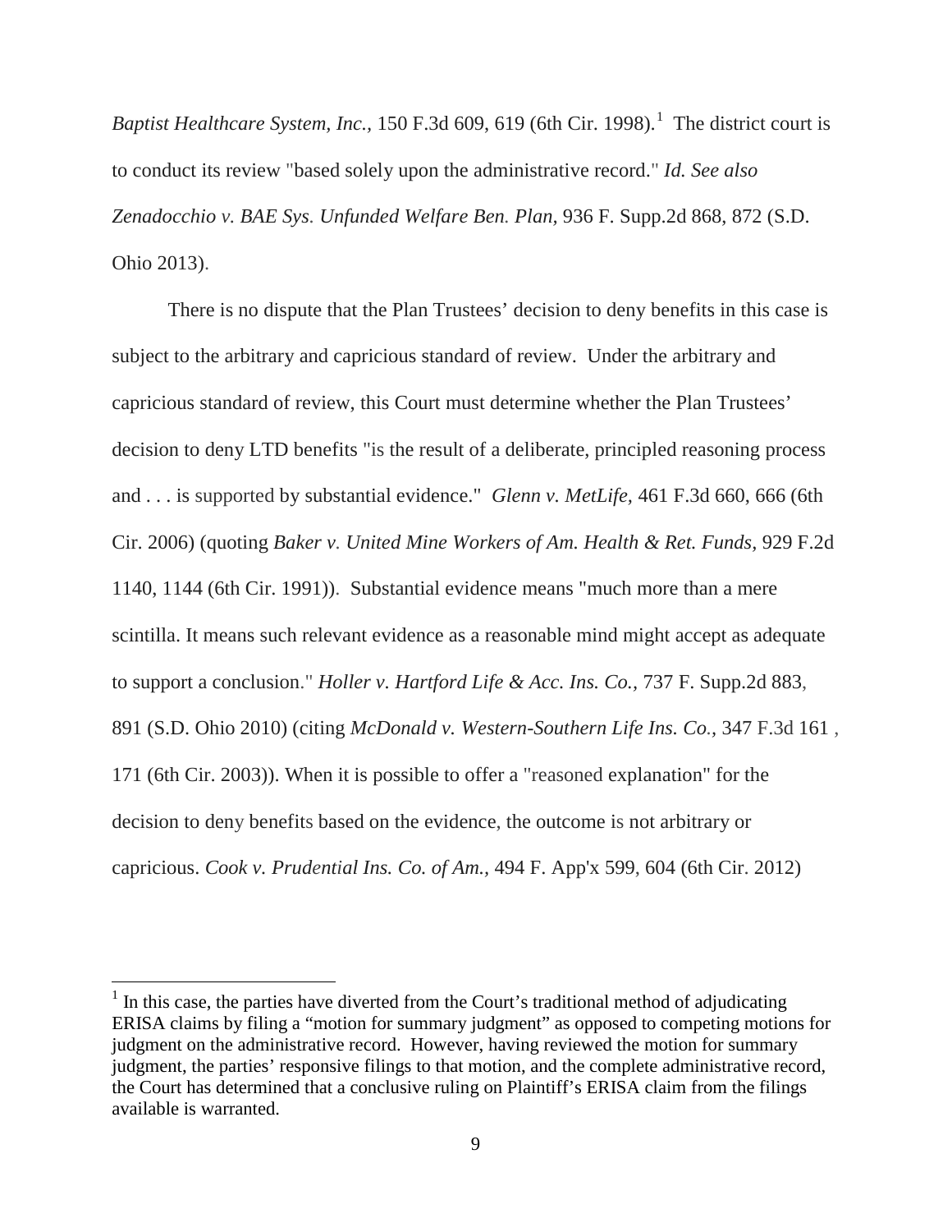*Baptist Healthcare System, Inc.*, 150 F.3d 609, 619 (6th Cir. 1998).[1] The district court is to conduct its review "based solely upon the administrative record." *Id. See also Zenadocchio v. BAE Sys. Unfunded Welfare Ben. Plan*, 936 F. Supp.2d 868, 872 (S.D. Ohio 2013).

There is no dispute that the Plan Trustees' decision to deny benefits in this case is subject to the arbitrary and capricious standard of review. Under the arbitrary and capricious standard of review, this Court must determine whether the Plan Trustees' decision to deny LTD benefits "is the result of a deliberate, principled reasoning process and . . . is supported by substantial evidence." *Glenn v. MetLife*, 461 F.3d 660, 666 (6th Cir. 2006) (quoting *Baker v. United Mine Workers of Am. Health & Ret. Funds*, 929 F.2d 1140, 1144 (6th Cir. 1991)). Substantial evidence means "much more than a mere scintilla. It means such relevant evidence as a reasonable mind might accept as adequate to support a conclusion." *Holler v. Hartford Life & Acc. Ins. Co.*, 737 F. Supp.2d 883, 891 (S.D. Ohio 2010) (citing *McDonald v. Western-Southern Life Ins. Co.*, 347 F.3d 161 , 171 (6th Cir. 2003)). When it is possible to offer a "reasoned explanation" for the decision to deny benefits based on the evidence, the outcome is not arbitrary or capricious. *Cook v. Prudential Ins. Co. of Am.*, 494 F. App'x 599, 604 (6th Cir. 2012)

---

[1] In this case, the parties have diverted from the Court's traditional method of adjudicating ERISA claims by filing a "motion for summary judgment" as opposed to competing motions for judgment on the administrative record. However, having reviewed the motion for summary judgment, the parties' responsive filings to that motion, and the complete administrative record, the Court has determined that a conclusive ruling on Plaintiff's ERISA claim from the filings available is warranted.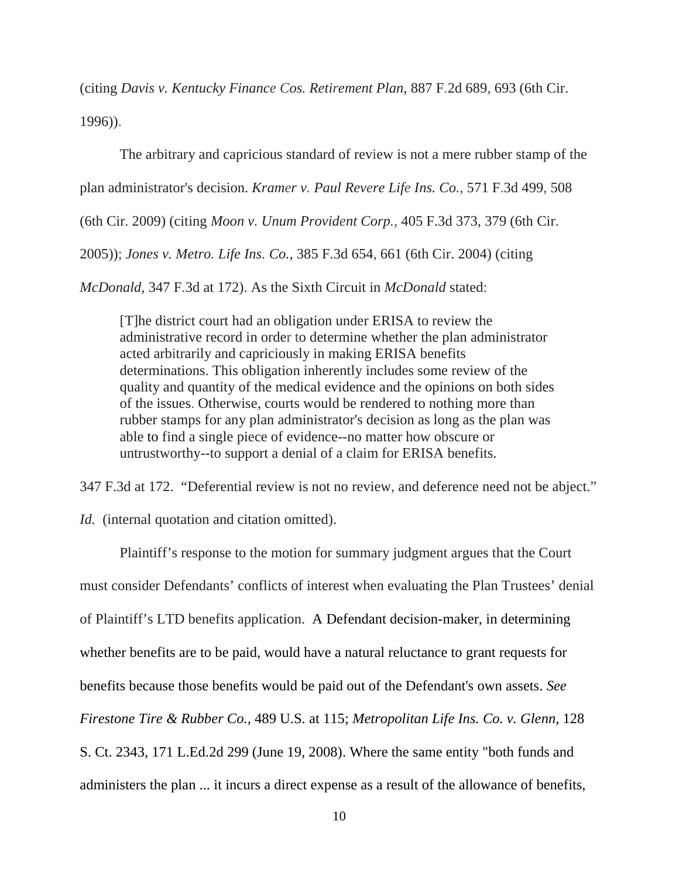(citing *Davis v. Kentucky Finance Cos. Retirement Plan*, 887 F.2d 689, 693 (6th Cir. 1996)).

The arbitrary and capricious standard of review is not a mere rubber stamp of the plan administrator's decision. *Kramer v. Paul Revere Life Ins. Co.*, 571 F.3d 499, 508 (6th Cir. 2009) (citing *Moon v. Unum Provident Corp.*, 405 F.3d 373, 379 (6th Cir. 2005)); *Jones v. Metro. Life Ins. Co.*, 385 F.3d 654, 661 (6th Cir. 2004) (citing *McDonald*, 347 F.3d at 172). As the Sixth Circuit in *McDonald* stated:

> [T]he district court had an obligation under ERISA to review the administrative record in order to determine whether the plan administrator acted arbitrarily and capriciously in making ERISA benefits determinations. This obligation inherently includes some review of the quality and quantity of the medical evidence and the opinions on both sides of the issues. Otherwise, courts would be rendered to nothing more than rubber stamps for any plan administrator's decision as long as the plan was able to find a single piece of evidence--no matter how obscure or untrustworthy--to support a denial of a claim for ERISA benefits.

347 F.3d at 172. "Deferential review is not no review, and deference need not be abject." *Id.* (internal quotation and citation omitted).

Plaintiff's response to the motion for summary judgment argues that the Court must consider Defendants' conflicts of interest when evaluating the Plan Trustees' denial of Plaintiff's LTD benefits application. A Defendant decision-maker, in determining whether benefits are to be paid, would have a natural reluctance to grant requests for benefits because those benefits would be paid out of the Defendant's own assets. *See Firestone Tire & Rubber Co.*, 489 U.S. at 115; *Metropolitan Life Ins. Co. v. Glenn*, 128 S. Ct. 2343, 171 L.Ed.2d 299 (June 19, 2008). Where the same entity "both funds and administers the plan ... it incurs a direct expense as a result of the allowance of benefits,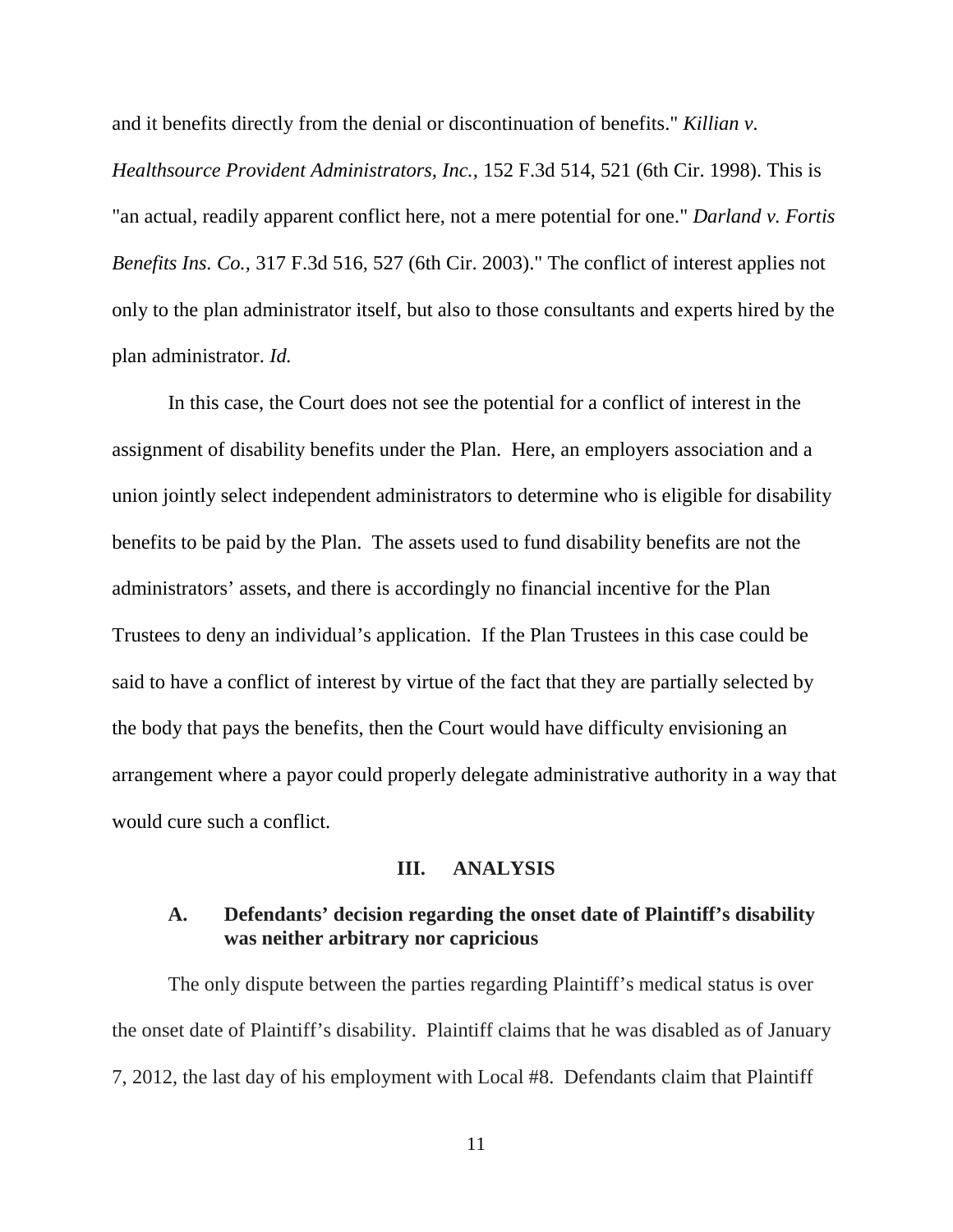and it benefits directly from the denial or discontinuation of benefits." *Killian v. Healthsource Provident Administrators, Inc.,* 152 F.3d 514, 521 (6th Cir. 1998). This is "an actual, readily apparent conflict here, not a mere potential for one." *Darland v. Fortis Benefits Ins. Co.,* 317 F.3d 516, 527 (6th Cir. 2003)." The conflict of interest applies not only to the plan administrator itself, but also to those consultants and experts hired by the plan administrator. *Id.*

In this case, the Court does not see the potential for a conflict of interest in the assignment of disability benefits under the Plan. Here, an employers association and a union jointly select independent administrators to determine who is eligible for disability benefits to be paid by the Plan. The assets used to fund disability benefits are not the administrators' assets, and there is accordingly no financial incentive for the Plan Trustees to deny an individual's application. If the Plan Trustees in this case could be said to have a conflict of interest by virtue of the fact that they are partially selected by the body that pays the benefits, then the Court would have difficulty envisioning an arrangement where a payor could properly delegate administrative authority in a way that would cure such a conflict.

## III. ANALYSIS

### A. Defendants' decision regarding the onset date of Plaintiff's disability was neither arbitrary nor capricious

The only dispute between the parties regarding Plaintiff's medical status is over the onset date of Plaintiff's disability. Plaintiff claims that he was disabled as of January 7, 2012, the last day of his employment with Local #8. Defendants claim that Plaintiff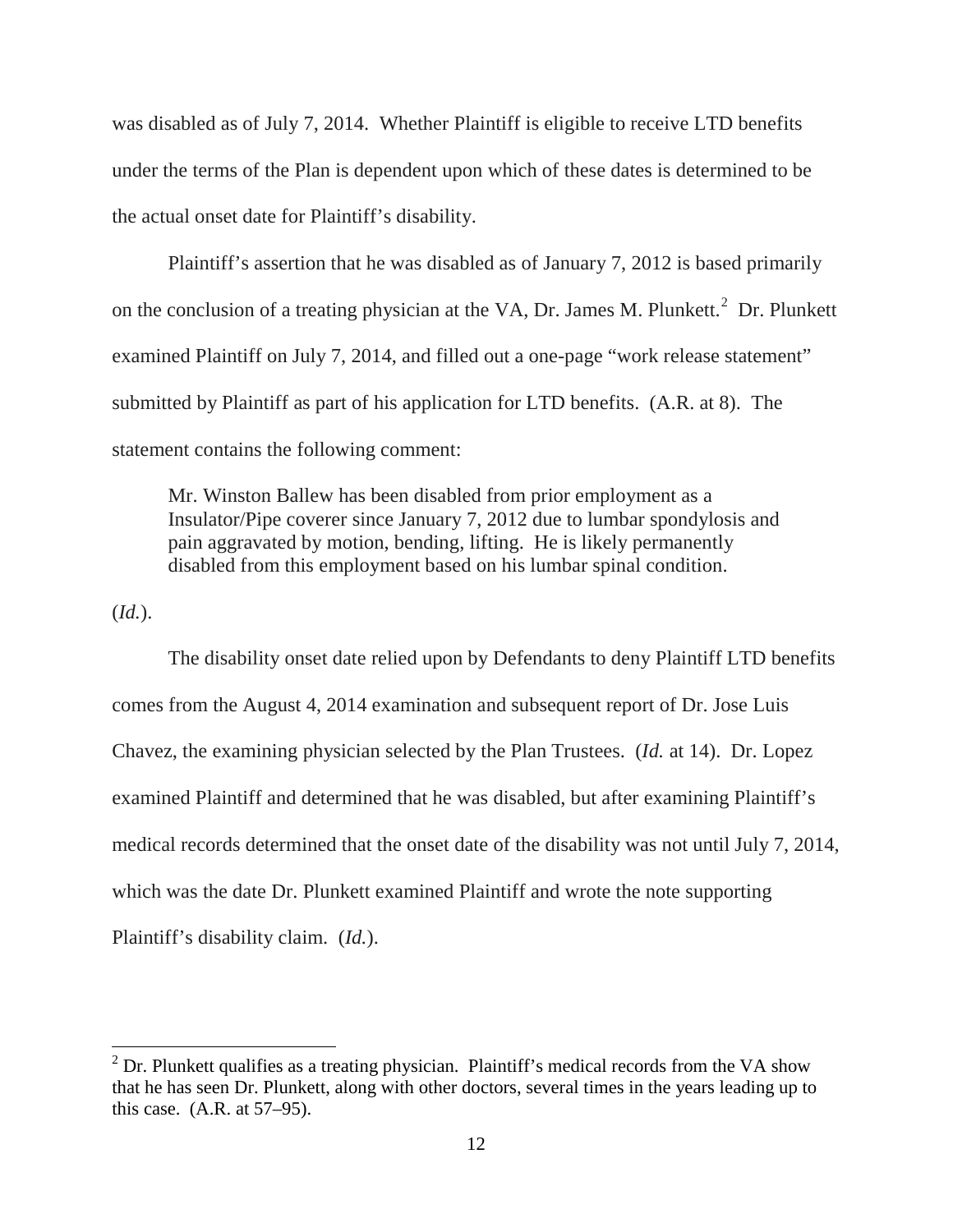was disabled as of July 7, 2014. Whether Plaintiff is eligible to receive LTD benefits under the terms of the Plan is dependent upon which of these dates is determined to be the actual onset date for Plaintiff's disability.

Plaintiff's assertion that he was disabled as of January 7, 2012 is based primarily on the conclusion of a treating physician at the VA, Dr. James M. Plunkett.[2] Dr. Plunkett examined Plaintiff on July 7, 2014, and filled out a one-page "work release statement" submitted by Plaintiff as part of his application for LTD benefits. (A.R. at 8). The statement contains the following comment:

> Mr. Winston Ballew has been disabled from prior employment as a Insulator/Pipe coverer since January 7, 2012 due to lumbar spondylosis and pain aggravated by motion, bending, lifting. He is likely permanently disabled from this employment based on his lumbar spinal condition.

(*Id.*).

The disability onset date relied upon by Defendants to deny Plaintiff LTD benefits comes from the August 4, 2014 examination and subsequent report of Dr. Jose Luis Chavez, the examining physician selected by the Plan Trustees. (*Id.* at 14). Dr. Lopez examined Plaintiff and determined that he was disabled, but after examining Plaintiff's medical records determined that the onset date of the disability was not until July 7, 2014, which was the date Dr. Plunkett examined Plaintiff and wrote the note supporting Plaintiff's disability claim. (*Id.*).

---

[2] Dr. Plunkett qualifies as a treating physician. Plaintiff's medical records from the VA show that he has seen Dr. Plunkett, along with other doctors, several times in the years leading up to this case. (A.R. at 57–95).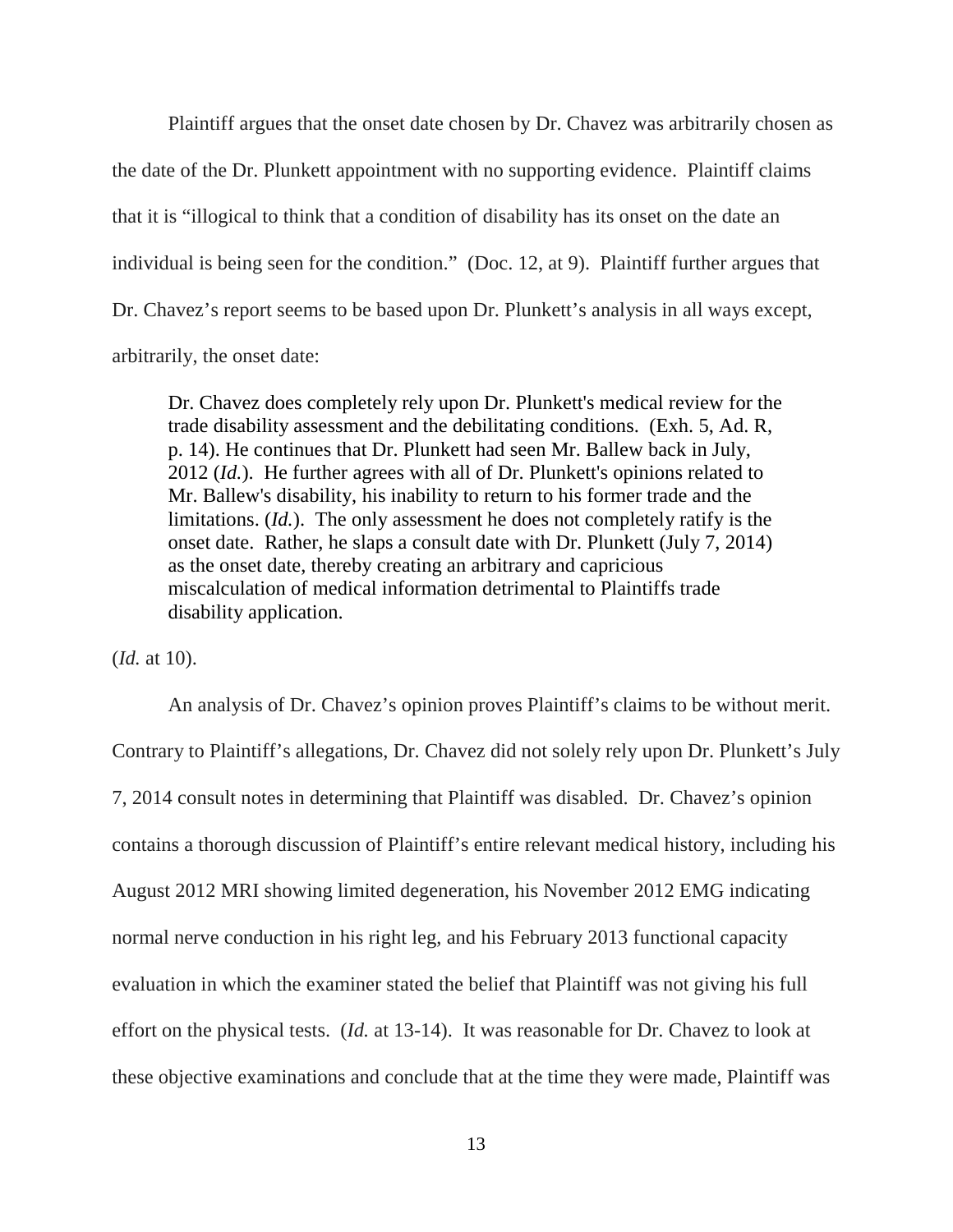Plaintiff argues that the onset date chosen by Dr. Chavez was arbitrarily chosen as the date of the Dr. Plunkett appointment with no supporting evidence. Plaintiff claims that it is "illogical to think that a condition of disability has its onset on the date an individual is being seen for the condition." (Doc. 12, at 9). Plaintiff further argues that Dr. Chavez's report seems to be based upon Dr. Plunkett's analysis in all ways except, arbitrarily, the onset date:

> Dr. Chavez does completely rely upon Dr. Plunkett's medical review for the trade disability assessment and the debilitating conditions. (Exh. 5, Ad. R, p. 14). He continues that Dr. Plunkett had seen Mr. Ballew back in July, 2012 (*Id.*). He further agrees with all of Dr. Plunkett's opinions related to Mr. Ballew's disability, his inability to return to his former trade and the limitations. (*Id.*). The only assessment he does not completely ratify is the onset date. Rather, he slaps a consult date with Dr. Plunkett (July 7, 2014) as the onset date, thereby creating an arbitrary and capricious miscalculation of medical information detrimental to Plaintiffs trade disability application.

(*Id.* at 10).

An analysis of Dr. Chavez's opinion proves Plaintiff's claims to be without merit. Contrary to Plaintiff's allegations, Dr. Chavez did not solely rely upon Dr. Plunkett's July 7, 2014 consult notes in determining that Plaintiff was disabled. Dr. Chavez's opinion contains a thorough discussion of Plaintiff's entire relevant medical history, including his August 2012 MRI showing limited degeneration, his November 2012 EMG indicating normal nerve conduction in his right leg, and his February 2013 functional capacity evaluation in which the examiner stated the belief that Plaintiff was not giving his full effort on the physical tests. (*Id.* at 13-14). It was reasonable for Dr. Chavez to look at these objective examinations and conclude that at the time they were made, Plaintiff was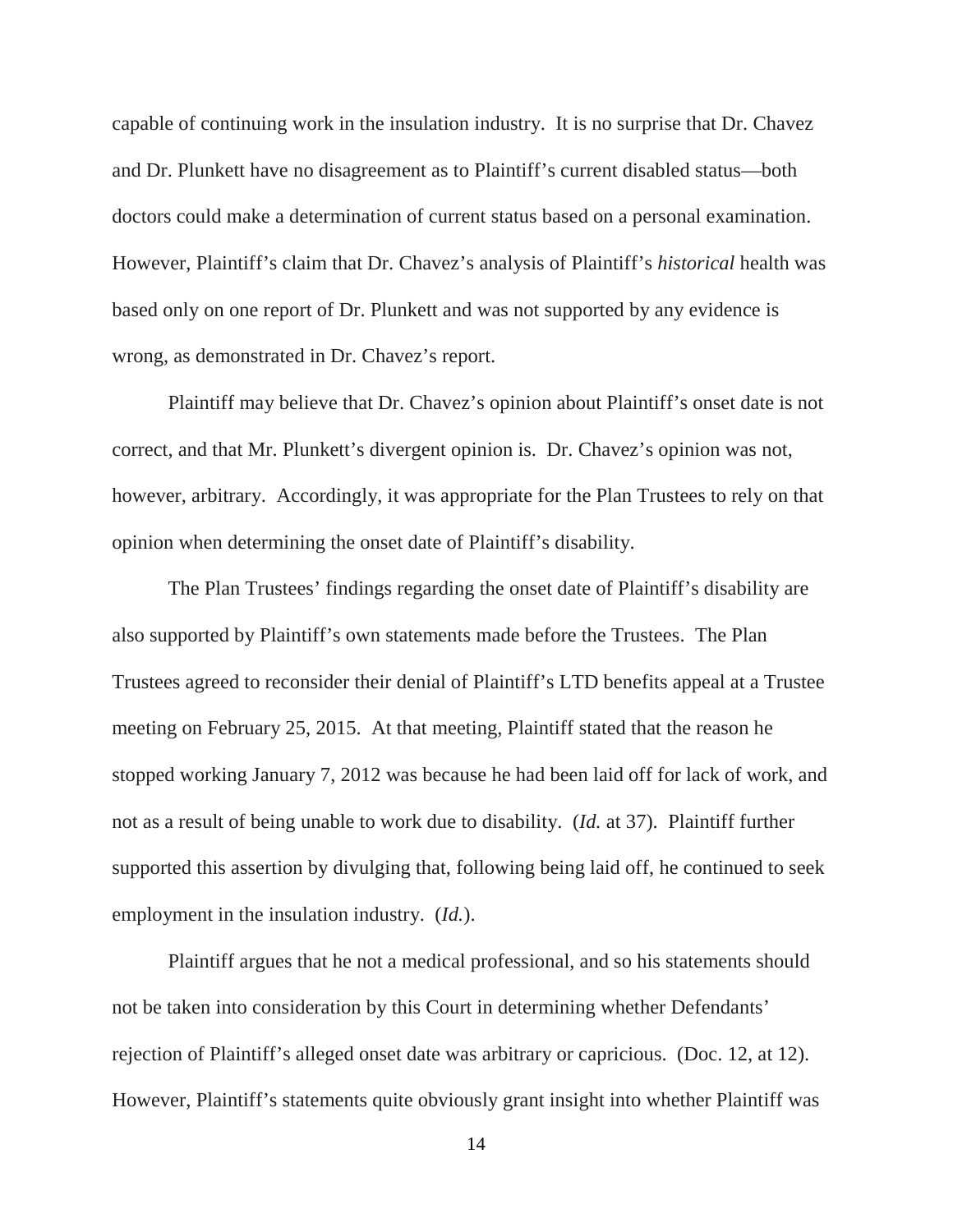capable of continuing work in the insulation industry. It is no surprise that Dr. Chavez and Dr. Plunkett have no disagreement as to Plaintiff's current disabled status—both doctors could make a determination of current status based on a personal examination. However, Plaintiff's claim that Dr. Chavez's analysis of Plaintiff's *historical* health was based only on one report of Dr. Plunkett and was not supported by any evidence is wrong, as demonstrated in Dr. Chavez's report.

Plaintiff may believe that Dr. Chavez's opinion about Plaintiff's onset date is not correct, and that Mr. Plunkett's divergent opinion is. Dr. Chavez's opinion was not, however, arbitrary. Accordingly, it was appropriate for the Plan Trustees to rely on that opinion when determining the onset date of Plaintiff's disability.

The Plan Trustees' findings regarding the onset date of Plaintiff's disability are also supported by Plaintiff's own statements made before the Trustees. The Plan Trustees agreed to reconsider their denial of Plaintiff's LTD benefits appeal at a Trustee meeting on February 25, 2015. At that meeting, Plaintiff stated that the reason he stopped working January 7, 2012 was because he had been laid off for lack of work, and not as a result of being unable to work due to disability. (*Id.* at 37). Plaintiff further supported this assertion by divulging that, following being laid off, he continued to seek employment in the insulation industry. (*Id.*).

Plaintiff argues that he not a medical professional, and so his statements should not be taken into consideration by this Court in determining whether Defendants' rejection of Plaintiff's alleged onset date was arbitrary or capricious. (Doc. 12, at 12). However, Plaintiff's statements quite obviously grant insight into whether Plaintiff was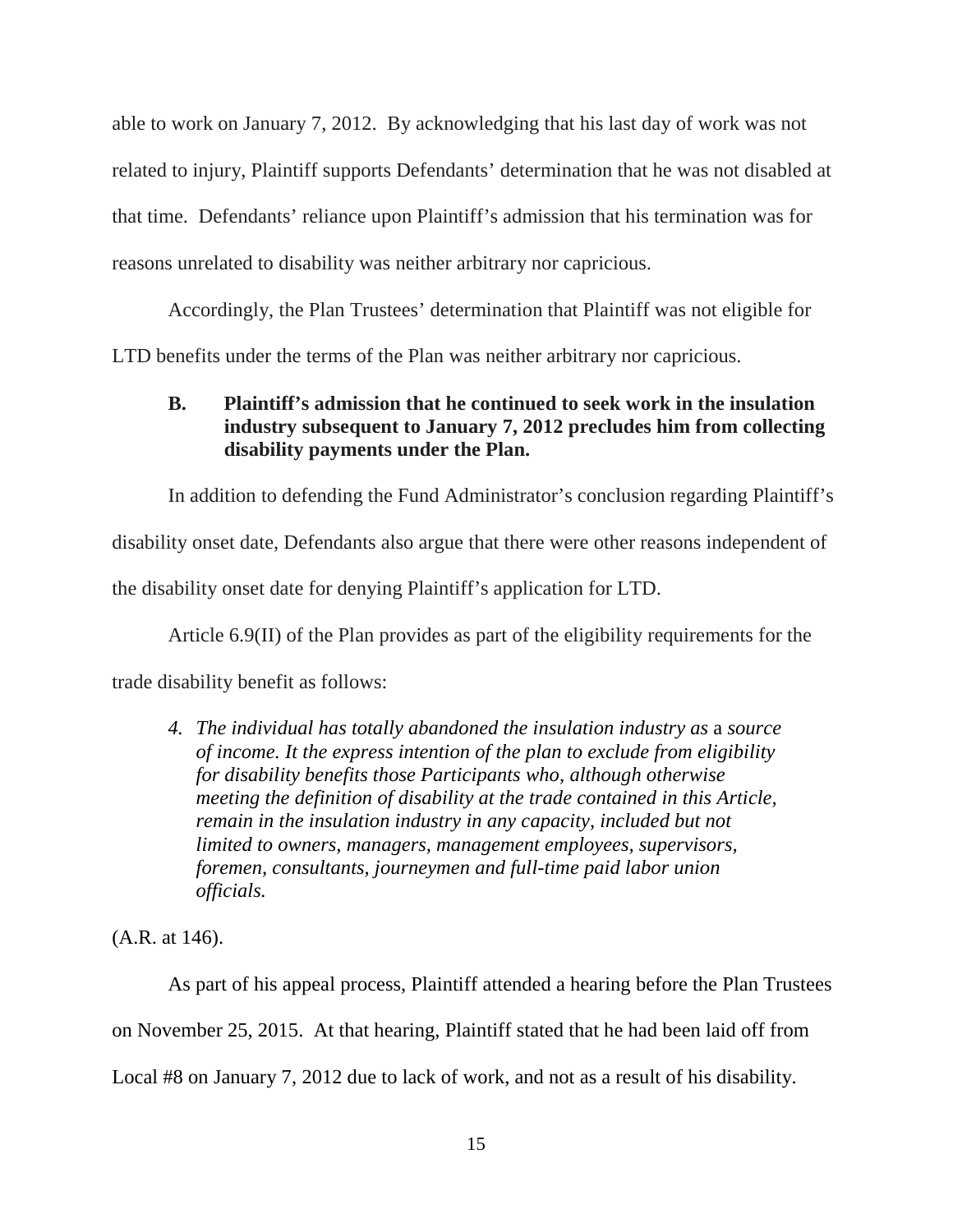able to work on January 7, 2012. By acknowledging that his last day of work was not related to injury, Plaintiff supports Defendants' determination that he was not disabled at that time. Defendants' reliance upon Plaintiff's admission that his termination was for reasons unrelated to disability was neither arbitrary nor capricious.

Accordingly, the Plan Trustees' determination that Plaintiff was not eligible for LTD benefits under the terms of the Plan was neither arbitrary nor capricious.

### B. Plaintiff's admission that he continued to seek work in the insulation industry subsequent to January 7, 2012 precludes him from collecting disability payments under the Plan.

In addition to defending the Fund Administrator's conclusion regarding Plaintiff's disability onset date, Defendants also argue that there were other reasons independent of the disability onset date for denying Plaintiff's application for LTD.

Article 6.9(II) of the Plan provides as part of the eligibility requirements for the trade disability benefit as follows:

> 4. *The individual has totally abandoned the insulation industry as* a *source of income. It the express intention of the plan to exclude from eligibility for disability benefits those Participants who, although otherwise meeting the definition of disability at the trade contained in this Article, remain in the insulation industry in any capacity, included but not limited to owners, managers, management employees, supervisors, foremen, consultants, journeymen and full-time paid labor union officials.*

(A.R. at 146).

As part of his appeal process, Plaintiff attended a hearing before the Plan Trustees on November 25, 2015. At that hearing, Plaintiff stated that he had been laid off from Local #8 on January 7, 2012 due to lack of work, and not as a result of his disability.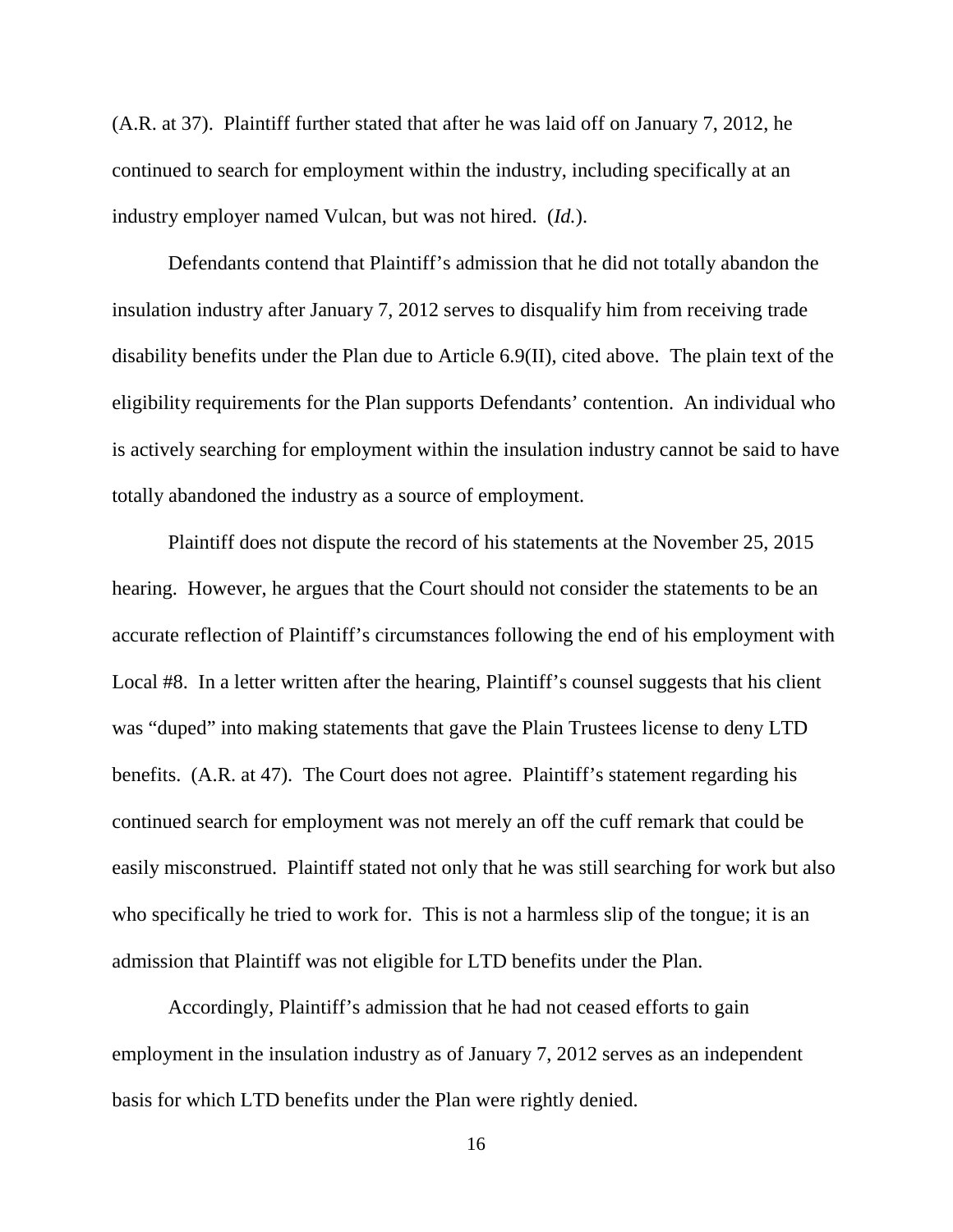(A.R. at 37). Plaintiff further stated that after he was laid off on January 7, 2012, he continued to search for employment within the industry, including specifically at an industry employer named Vulcan, but was not hired. (*Id.*).

Defendants contend that Plaintiff's admission that he did not totally abandon the insulation industry after January 7, 2012 serves to disqualify him from receiving trade disability benefits under the Plan due to Article 6.9(II), cited above. The plain text of the eligibility requirements for the Plan supports Defendants' contention. An individual who is actively searching for employment within the insulation industry cannot be said to have totally abandoned the industry as a source of employment.

Plaintiff does not dispute the record of his statements at the November 25, 2015 hearing. However, he argues that the Court should not consider the statements to be an accurate reflection of Plaintiff's circumstances following the end of his employment with Local #8. In a letter written after the hearing, Plaintiff's counsel suggests that his client was "duped" into making statements that gave the Plain Trustees license to deny LTD benefits. (A.R. at 47). The Court does not agree. Plaintiff's statement regarding his continued search for employment was not merely an off the cuff remark that could be easily misconstrued. Plaintiff stated not only that he was still searching for work but also who specifically he tried to work for. This is not a harmless slip of the tongue; it is an admission that Plaintiff was not eligible for LTD benefits under the Plan.

Accordingly, Plaintiff's admission that he had not ceased efforts to gain employment in the insulation industry as of January 7, 2012 serves as an independent basis for which LTD benefits under the Plan were rightly denied.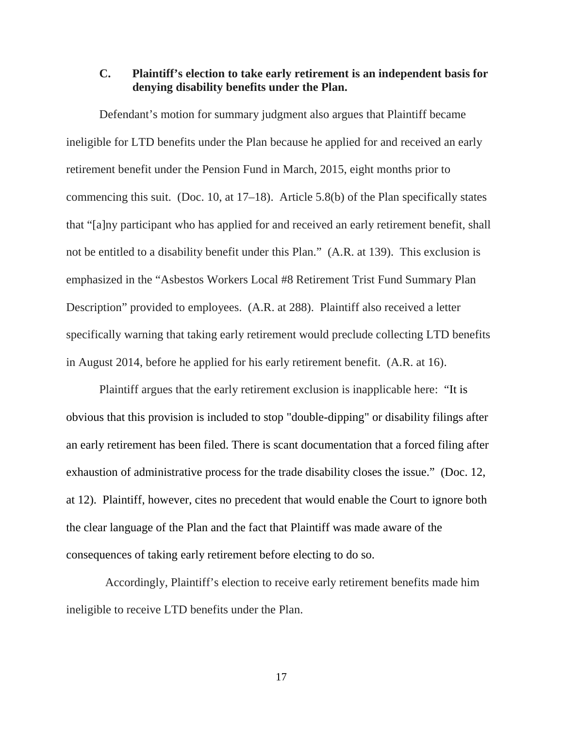### C. Plaintiff's election to take early retirement is an independent basis for denying disability benefits under the Plan.

Defendant's motion for summary judgment also argues that Plaintiff became ineligible for LTD benefits under the Plan because he applied for and received an early retirement benefit under the Pension Fund in March, 2015, eight months prior to commencing this suit. (Doc. 10, at 17–18). Article 5.8(b) of the Plan specifically states that "[a]ny participant who has applied for and received an early retirement benefit, shall not be entitled to a disability benefit under this Plan." (A.R. at 139). This exclusion is emphasized in the "Asbestos Workers Local #8 Retirement Trist Fund Summary Plan Description" provided to employees. (A.R. at 288). Plaintiff also received a letter specifically warning that taking early retirement would preclude collecting LTD benefits in August 2014, before he applied for his early retirement benefit. (A.R. at 16).

Plaintiff argues that the early retirement exclusion is inapplicable here: "It is obvious that this provision is included to stop "double-dipping" or disability filings after an early retirement has been filed. There is scant documentation that a forced filing after exhaustion of administrative process for the trade disability closes the issue." (Doc. 12, at 12). Plaintiff, however, cites no precedent that would enable the Court to ignore both the clear language of the Plan and the fact that Plaintiff was made aware of the consequences of taking early retirement before electing to do so.

Accordingly, Plaintiff's election to receive early retirement benefits made him ineligible to receive LTD benefits under the Plan.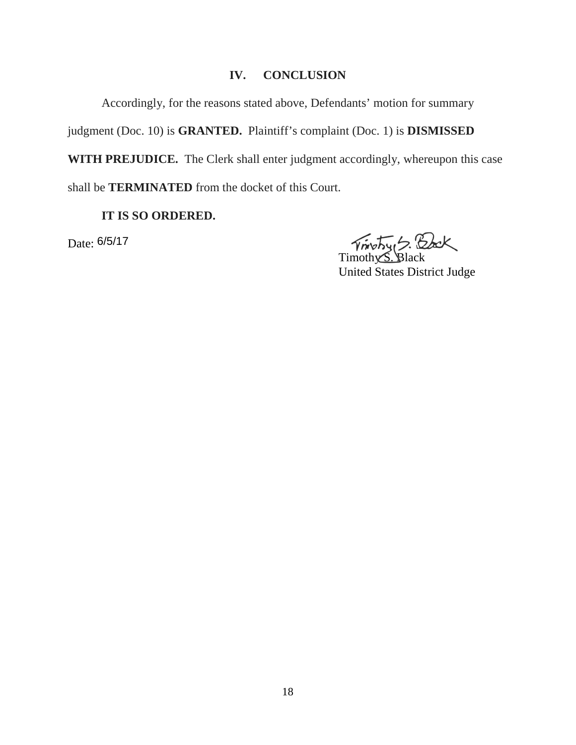## IV. CONCLUSION

Accordingly, for the reasons stated above, Defendants' motion for summary judgment (Doc. 10) is **GRANTED.** Plaintiff's complaint (Doc. 1) is **DISMISSED WITH PREJUDICE.** The Clerk shall enter judgment accordingly, whereupon this case shall be **TERMINATED** from the docket of this Court.

**IT IS SO ORDERED.**

Date: 6/5/17

Timothy S. Black
United States District Judge